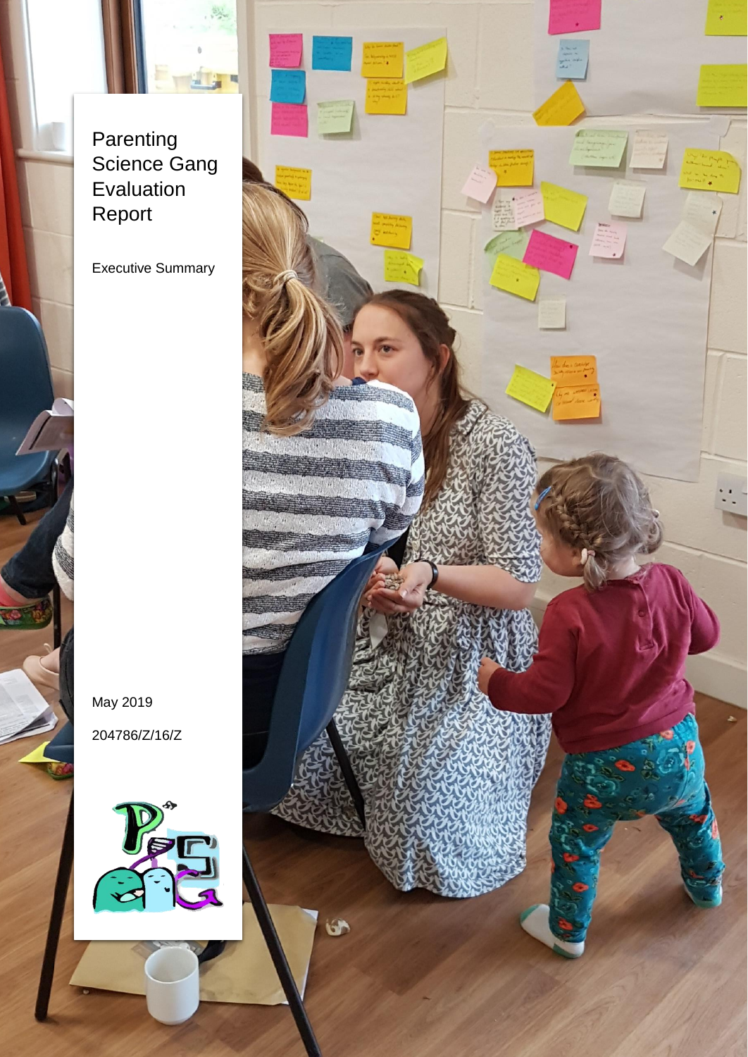# Parenting Science Gang Evaluation Report

Executive Summary

May 2019

204786/Z/16/Z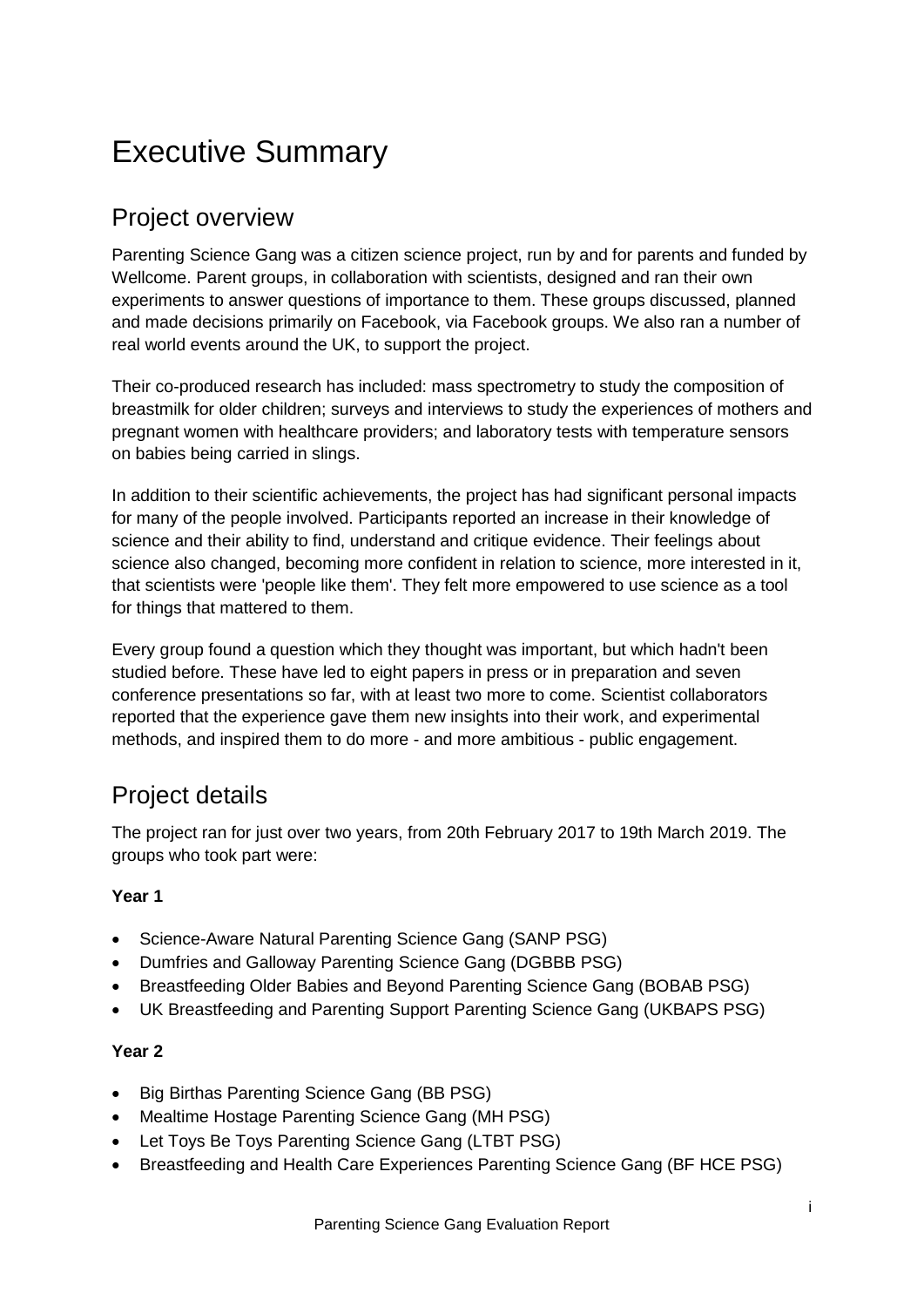# Executive Summary

## Project overview

Parenting Science Gang was a citizen science project, run by and for parents and funded by Wellcome. Parent groups, in collaboration with scientists, designed and ran their own experiments to answer questions of importance to them. These groups discussed, planned and made decisions primarily on Facebook, via Facebook groups. We also ran a number of real world events around the UK, to support the project.

Their co-produced research has included: mass spectrometry to study the composition of breastmilk for older children; surveys and interviews to study the experiences of mothers and pregnant women with healthcare providers; and laboratory tests with temperature sensors on babies being carried in slings.

In addition to their scientific achievements, the project has had significant personal impacts for many of the people involved. Participants reported an increase in their knowledge of science and their ability to find, understand and critique evidence. Their feelings about science also changed, becoming more confident in relation to science, more interested in it, that scientists were 'people like them'. They felt more empowered to use science as a tool for things that mattered to them.

Every group found a question which they thought was important, but which hadn't been studied before. These have led to eight papers in press or in preparation and seven conference presentations so far, with at least two more to come. Scientist collaborators reported that the experience gave them new insights into their work, and experimental methods, and inspired them to do more - and more ambitious - public engagement.

## Project details

The project ran for just over two years, from 20th February 2017 to 19th March 2019. The groups who took part were:

**Year 1**

- Science-Aware Natural Parenting Science Gang (SANP PSG)
- Dumfries and Galloway Parenting Science Gang (DGBBB PSG)
- Breastfeeding Older Babies and Beyond Parenting Science Gang (BOBAB PSG)
- UK Breastfeeding and Parenting Support Parenting Science Gang (UKBAPS PSG)

**Year 2**

- Big Birthas Parenting Science Gang (BB PSG)
- Mealtime Hostage Parenting Science Gang (MH PSG)
- Let Toys Be Toys Parenting Science Gang (LTBT PSG)
- Breastfeeding and Health Care Experiences Parenting Science Gang (BF HCE PSG)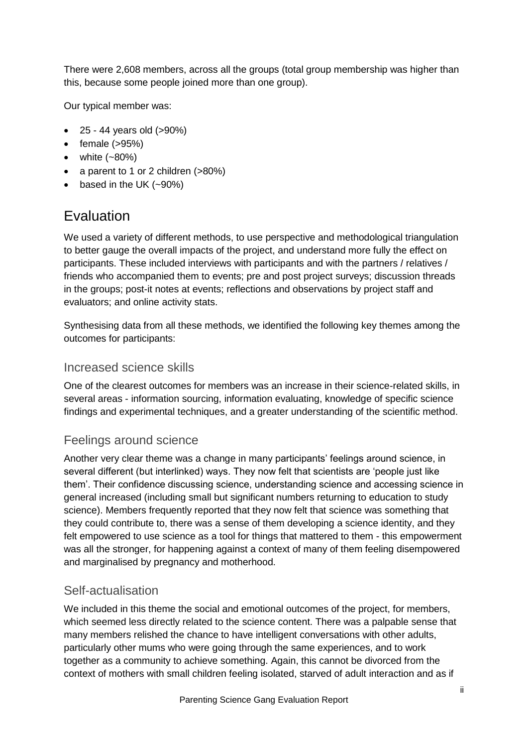There were 2,608 members, across all the groups (total group membership was higher than this, because some people joined more than one group).

Our typical member was:

- 25 - 44 years old (>90%)
- female (>95%)
- white (~80%)
- a parent to 1 or 2 children (>80%)
- based in the UK (~90%)

## Evaluation

We used a variety of different methods, to use perspective and methodological triangulation to better gauge the overall impacts of the project, and understand more fully the effect on participants. These included interviews with participants and with the partners / relatives / friends who accompanied them to events; pre and post project surveys; discussion threads in the groups; post-it notes at events; reflections and observations by project staff and evaluators; and online activity stats.

Synthesising data from all these methods, we identified the following key themes among the outcomes for participants:

### Increased science skills

One of the clearest outcomes for members was an increase in their science-related skills, in several areas - information sourcing, information evaluating, knowledge of specific science findings and experimental techniques, and a greater understanding of the scientific method.

### Feelings around science

Another very clear theme was a change in many participants' feelings around science, in several different (but interlinked) ways. They now felt that scientists are 'people just like them'. Their confidence discussing science, understanding science and accessing science in general increased (including small but significant numbers returning to education to study science). Members frequently reported that they now felt that science was something that they could contribute to, there was a sense of them developing a science identity, and they felt empowered to use science as a tool for things that mattered to them - this empowerment was all the stronger, for happening against a context of many of them feeling disempowered and marginalised by pregnancy and motherhood.

### Self-actualisation

We included in this theme the social and emotional outcomes of the project, for members, which seemed less directly related to the science content. There was a palpable sense that many members relished the chance to have intelligent conversations with other adults, particularly other mums who were going through the same experiences, and to work together as a community to achieve something. Again, this cannot be divorced from the context of mothers with small children feeling isolated, starved of adult interaction and as if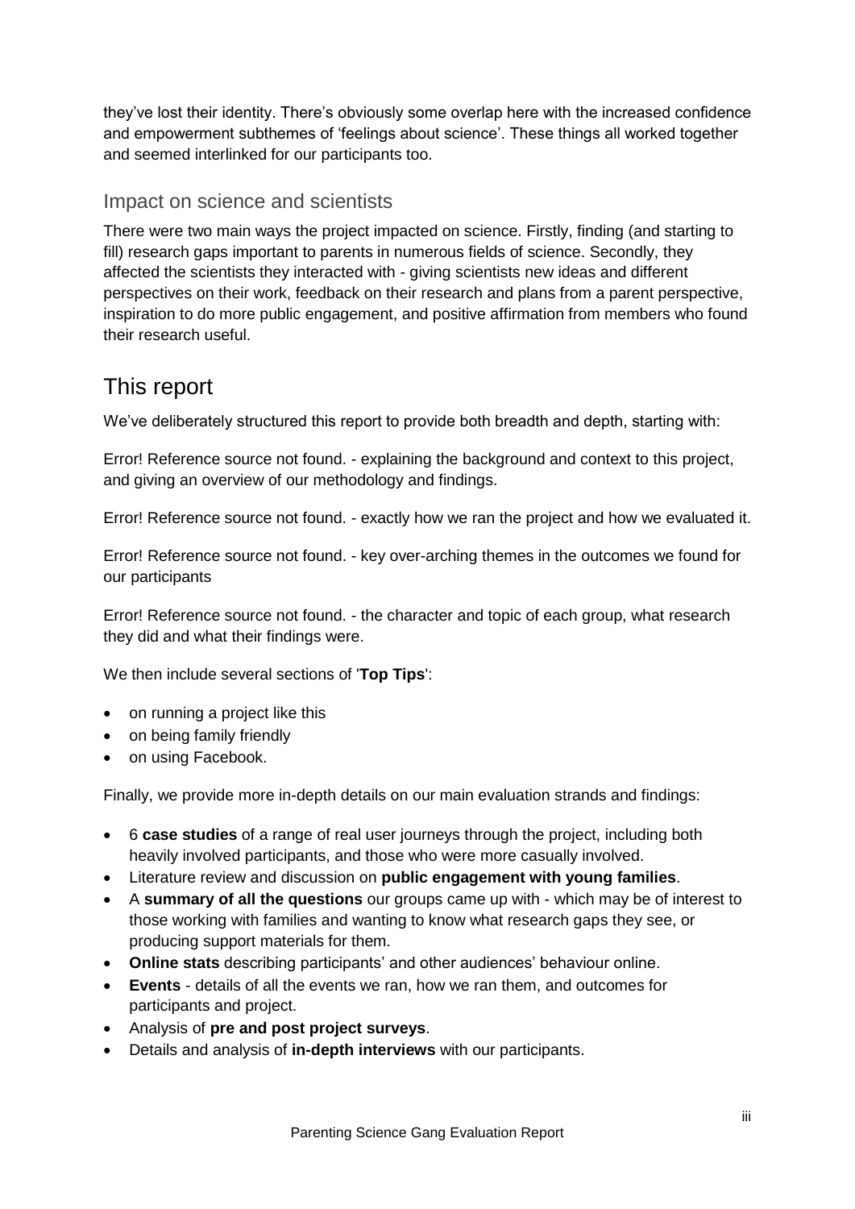they've lost their identity. There's obviously some overlap here with the increased confidence and empowerment subthemes of 'feelings about science'. These things all worked together and seemed interlinked for our participants too.

### Impact on science and scientists

There were two main ways the project impacted on science. Firstly, finding (and starting to fill) research gaps important to parents in numerous fields of science. Secondly, they affected the scientists they interacted with - giving scientists new ideas and different perspectives on their work, feedback on their research and plans from a parent perspective, inspiration to do more public engagement, and positive affirmation from members who found their research useful.

## This report

We've deliberately structured this report to provide both breadth and depth, starting with:

Error! Reference source not found. - explaining the background and context to this project, and giving an overview of our methodology and findings.

Error! Reference source not found. - exactly how we ran the project and how we evaluated it.

Error! Reference source not found. - key over-arching themes in the outcomes we found for our participants

Error! Reference source not found. - the character and topic of each group, what research they did and what their findings were.

We then include several sections of '**Top Tips**':

- on running a project like this
- on being family friendly
- on using Facebook.

Finally, we provide more in-depth details on our main evaluation strands and findings:

- 6 **case studies** of a range of real user journeys through the project, including both heavily involved participants, and those who were more casually involved.
- Literature review and discussion on **public engagement with young families**.
- A **summary of all the questions** our groups came up with - which may be of interest to those working with families and wanting to know what research gaps they see, or producing support materials for them.
- **Online stats** describing participants' and other audiences' behaviour online.
- **Events** - details of all the events we ran, how we ran them, and outcomes for participants and project.
- Analysis of **pre and post project surveys**.
- Details and analysis of **in-depth interviews** with our participants.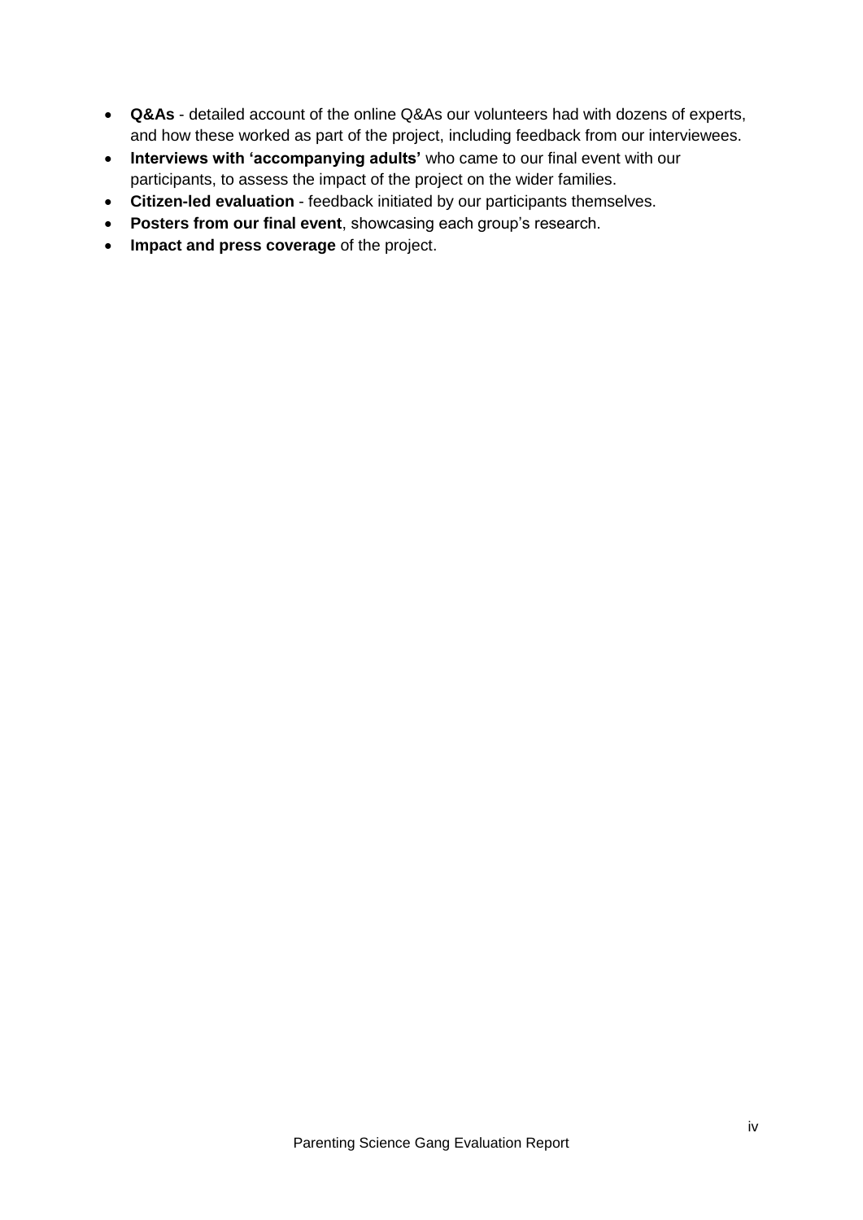- **Q&As** - detailed account of the online Q&As our volunteers had with dozens of experts, and how these worked as part of the project, including feedback from our interviewees.
- **Interviews with 'accompanying adults'** who came to our final event with our participants, to assess the impact of the project on the wider families.
- **Citizen-led evaluation** - feedback initiated by our participants themselves.
- **Posters from our final event**, showcasing each group's research.
- **Impact and press coverage** of the project.